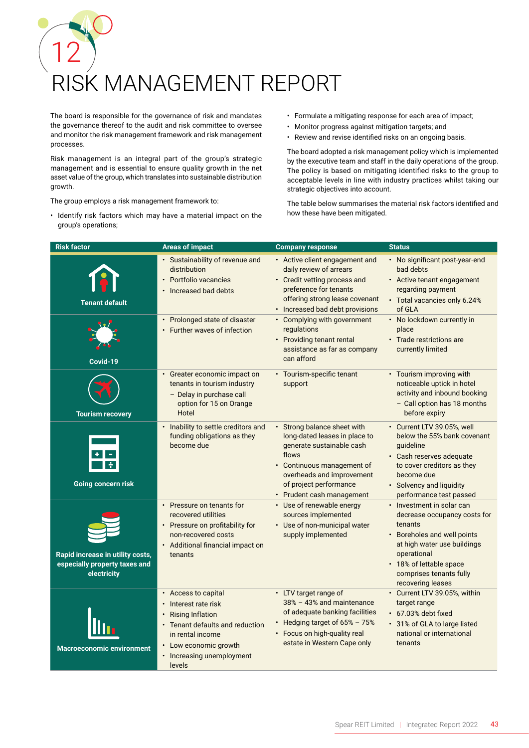# 12 RISK MANAGEMENT REPORT

The board is responsible for the governance of risk and mandates the governance thereof to the audit and risk committee to oversee and monitor the risk management framework and risk management processes.

Risk management is an integral part of the group's strategic management and is essential to ensure quality growth in the net asset value of the group, which translates into sustainable distribution growth.

The group employs a risk management framework to:

- Identify risk factors which may have a material impact on the group's operations;
- Formulate a mitigating response for each area of impact;
- Monitor progress against mitigation targets; and
- Review and revise identified risks on an ongoing basis.

The board adopted a risk management policy which is implemented by the executive team and staff in the daily operations of the group. The policy is based on mitigating identified risks to the group to acceptable levels in line with industry practices whilst taking our strategic objectives into account.

The table below summarises the material risk factors identified and how these have been mitigated.

| Risk factor | Areas of impact | Company response | Status |
|---|---|---|---|
| **Tenant default** | • Sustainability of revenue and distribution<br>• Portfolio vacancies<br>• Increased bad debts | • Active client engagement and daily review of arrears<br>• Credit vetting process and preference for tenants offering strong lease covenant<br>• Increased bad debt provisions | • No significant post-year-end bad debts<br>• Active tenant engagement regarding payment<br>• Total vacancies only 6.24% of GLA |
| **Covid-19** | • Prolonged state of disaster<br>• Further waves of infection | • Complying with government regulations<br>• Providing tenant rental assistance as far as company can afford | • No lockdown currently in place<br>• Trade restrictions are currently limited |
| **Tourism recovery** | • Greater economic impact on tenants in tourism industry<br>– Delay in purchase call option for 15 on Orange Hotel | • Tourism-specific tenant support | • Tourism improving with noticeable uptick in hotel activity and inbound booking<br>– Call option has 18 months before expiry |
| **Going concern risk** | • Inability to settle creditors and funding obligations as they become due | • Strong balance sheet with long-dated leases in place to generate sustainable cash flows<br>• Continuous management of overheads and improvement of project performance<br>• Prudent cash management | • Current LTV 39.05%, well below the 55% bank covenant guideline<br>• Cash reserves adequate to cover creditors as they become due<br>• Solvency and liquidity performance test passed |
| **Rapid increase in utility costs, especially property taxes and electricity** | • Pressure on tenants for recovered utilities<br>• Pressure on profitability for non-recovered costs<br>• Additional financial impact on tenants | • Use of renewable energy sources implemented<br>• Use of non-municipal water supply implemented | • Investment in solar can decrease occupancy costs for tenants<br>• Boreholes and well points at high water use buildings operational<br>• 18% of lettable space comprises tenants fully recovering leases |
| **Macroeconomic environment** | • Access to capital<br>• Interest rate risk<br>• Rising Inflation<br>• Tenant defaults and reduction in rental income<br>• Low economic growth<br>• Increasing unemployment levels | • LTV target range of 38% – 43% and maintenance of adequate banking facilities<br>• Hedging target of 65% – 75%<br>• Focus on high-quality real estate in Western Cape only | • Current LTV 39.05%, within target range<br>• 67.03% debt fixed<br>• 31% of GLA to large listed national or international tenants |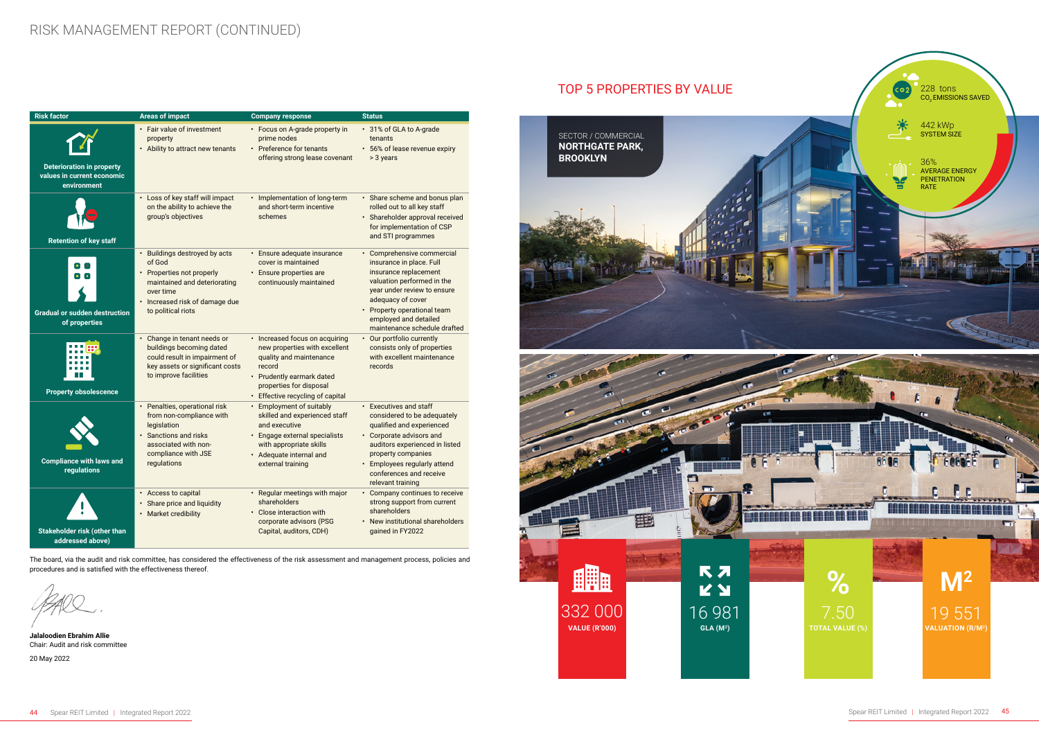# RISK MANAGEMENT REPORT (CONTINUED)

| Risk factor | Areas of impact | Company response | Status |
|---|---|---|---|
| **Deterioration in property values in current economic environment** | • Fair value of investment property<br>• Ability to attract new tenants | • Focus on A-grade property in prime nodes<br>• Preference for tenants offering strong lease covenant | • 31% of GLA to A-grade tenants<br>• 56% of lease revenue expiry > 3 years |
| **Retention of key staff** | • Loss of key staff will impact on the ability to achieve the group's objectives | • Implementation of long-term and short-term incentive schemes | • Share scheme and bonus plan rolled out to all key staff<br>• Shareholder approval received for implementation of CSP and STI programmes |
| **Gradual or sudden destruction of properties** | • Buildings destroyed by acts of God<br>• Properties not properly maintained and deteriorating over time<br>• Increased risk of damage due to political riots | • Ensure adequate insurance cover is maintained<br>• Ensure properties are continuously maintained | • Comprehensive commercial insurance in place. Full insurance replacement valuation performed in the year under review to ensure adequacy of cover<br>• Property operational team employed and detailed maintenance schedule drafted |
| **Property obsolescence** | • Change in tenant needs or buildings becoming dated could result in impairment of key assets or significant costs to improve facilities | • Increased focus on acquiring new properties with excellent quality and maintenance record<br>• Prudently earmark dated properties for disposal<br>• Effective recycling of capital | • Our portfolio currently consists only of properties with excellent maintenance records |
| **Compliance with laws and regulations** | • Penalties, operational risk from non-compliance with legislation<br>• Sanctions and risks associated with non-compliance with JSE regulations | • Employment of suitably skilled and experienced staff and executive<br>• Engage external specialists with appropriate skills<br>• Adequate internal and external training | • Executives and staff considered to be adequately qualified and experienced<br>• Corporate advisors and auditors experienced in listed property companies<br>• Employees regularly attend conferences and receive relevant training |
| **Stakeholder risk (other than addressed above)** | • Access to capital<br>• Share price and liquidity<br>• Market credibility | • Regular meetings with major shareholders<br>• Close interaction with corporate advisors (PSG Capital, auditors, CDH) | • Company continues to receive strong support from current shareholders<br>• New institutional shareholders gained in FY2022 |

The board, via the audit and risk committee, has considered the effectiveness of the risk assessment and management process, policies and procedures and is satisfied with the effectiveness thereof.

**Jalaloodien Ebrahim Allie**
Chair: Audit and risk committee

20 May 2022

## TOP 5 PROPERTIES BY VALUE

SECTOR / COMMERCIAL
**NORTHGATE PARK, BROOKLYN**

228 tons
$CO_2$ EMISSIONS SAVED

442 kWp
SYSTEM SIZE

36%
AVERAGE ENERGY PENETRATION RATE

332 000
**VALUE (R'000)**

16 981
**GLA (M²)**

7.50
**TOTAL VALUE (%)**

19 551
**VALUATION (R/M²)**